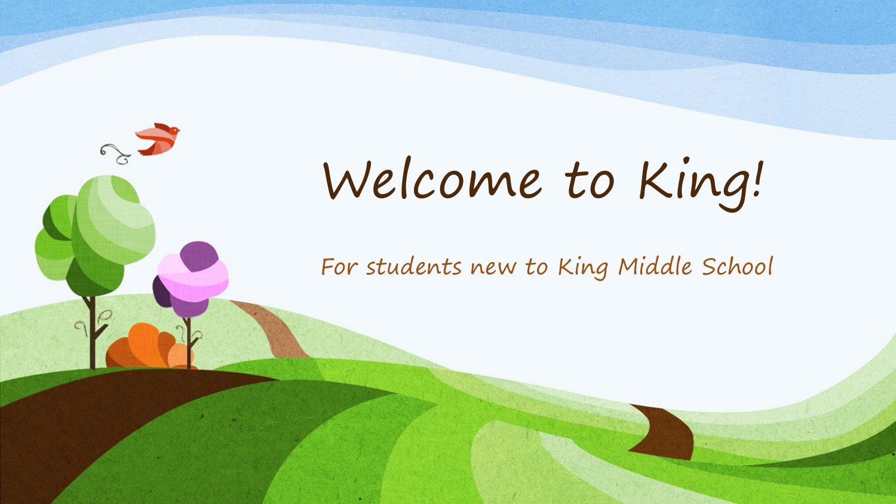# Welcome to King!

For students new to King Middle School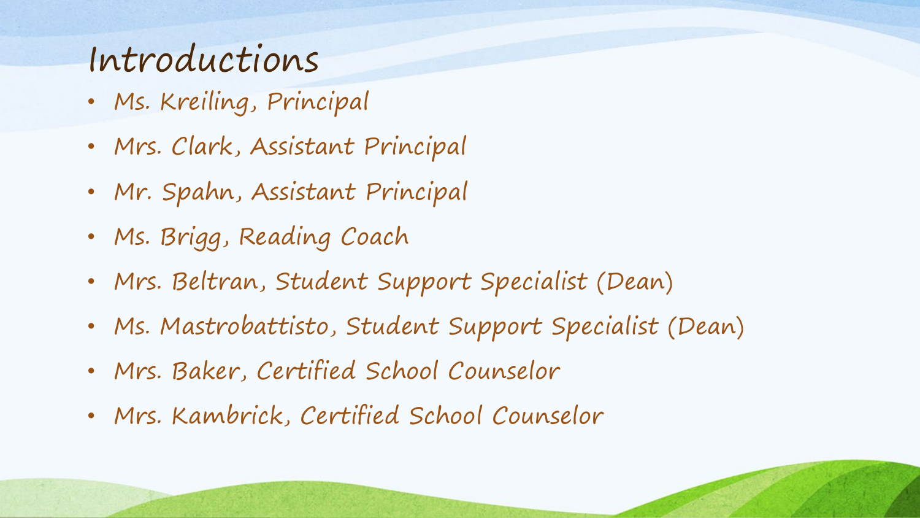# Introductions

- Ms. Kreiling, Principal
- Mrs. Clark, Assistant Principal
- Mr. Spahn, Assistant Principal
- Ms. Brigg, Reading Coach
- Mrs. Beltran, Student Support Specialist (Dean)
- Ms. Mastrobattisto, Student Support Specialist (Dean)
- Mrs. Baker, Certified School Counselor
- Mrs. Kambrick, Certified School Counselor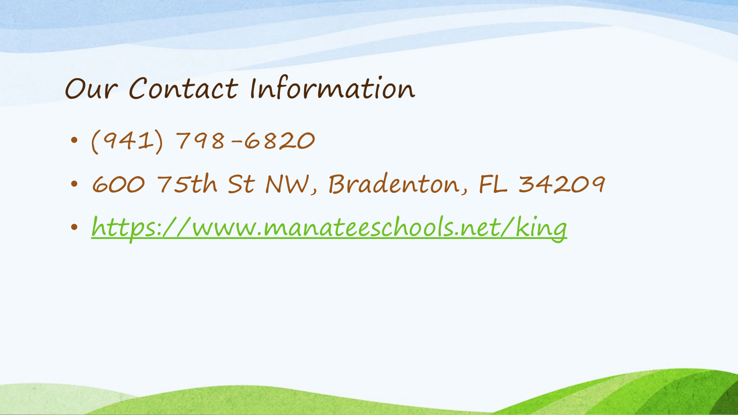# Our Contact Information

- (941) 798-6820
- 600 75th St NW, Bradenton, FL 34209
- https://www.manateeschools.net/king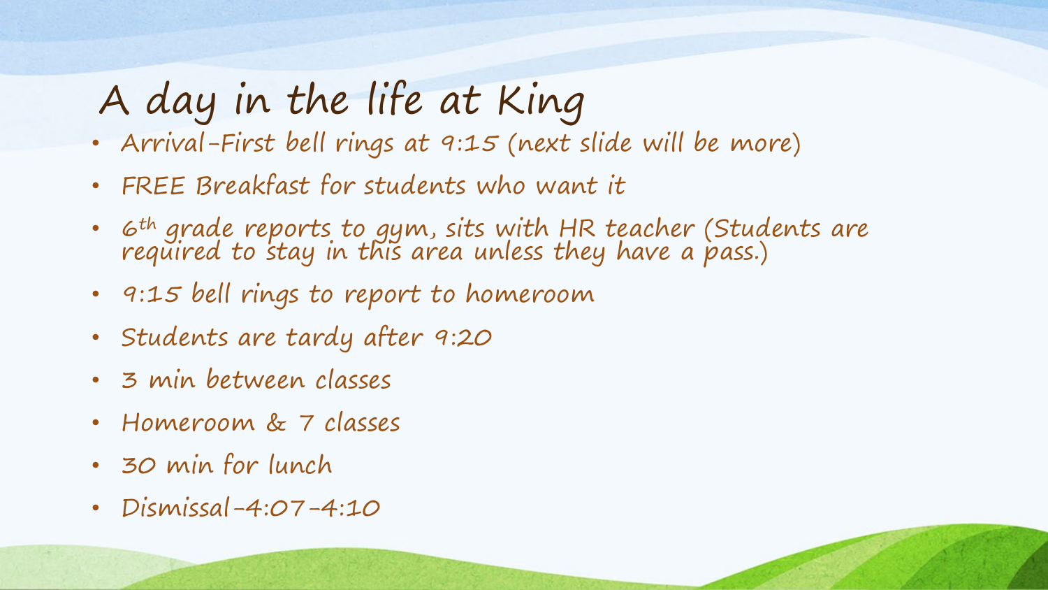# A day in the life at King

- Arrival-First bell rings at 9:15 (next slide will be more)
- FREE Breakfast for students who want it
- 6th grade reports to gym, sits with HR teacher (Students are required to stay in this area unless they have a pass.)
- 9:15 bell rings to report to homeroom
- Students are tardy after 9:20
- 3 min between classes
- Homeroom & 7 classes
- 30 min for lunch
- Dismissal-4:07-4:10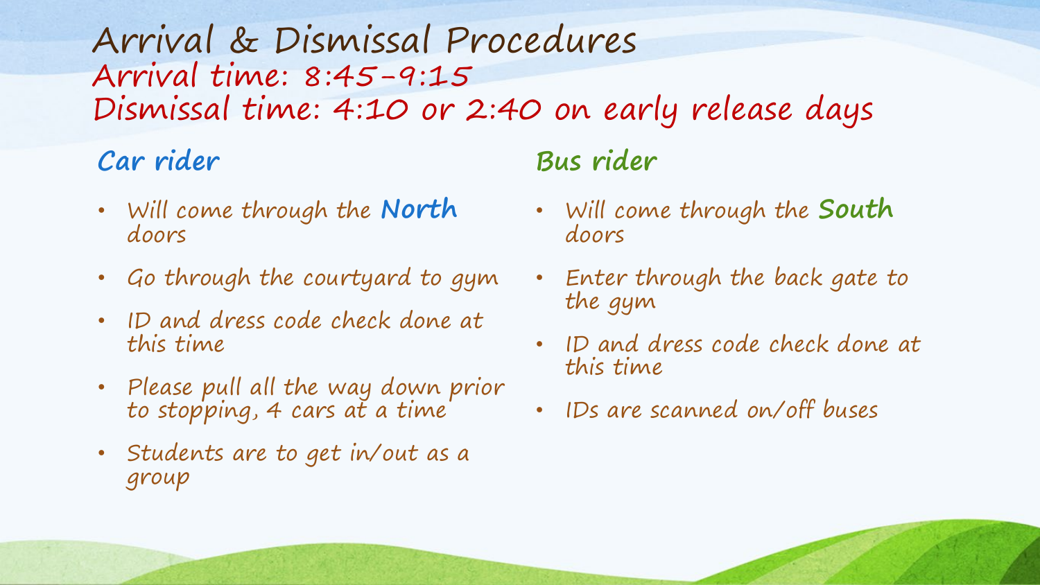# Arrival & Dismissal Procedures

**Arrival time: 8:45-9:15**

**Dismissal time: 4:10 or 2:40 on early release days**

## Car rider

- Will come through the **North** doors
- Go through the courtyard to gym
- ID and dress code check done at this time
- Please pull all the way down prior to stopping, 4 cars at a time
- Students are to get in/out as a group

## Bus rider

- Will come through the **South** doors
- Enter through the back gate to the gym
- ID and dress code check done at this time
- IDs are scanned on/off buses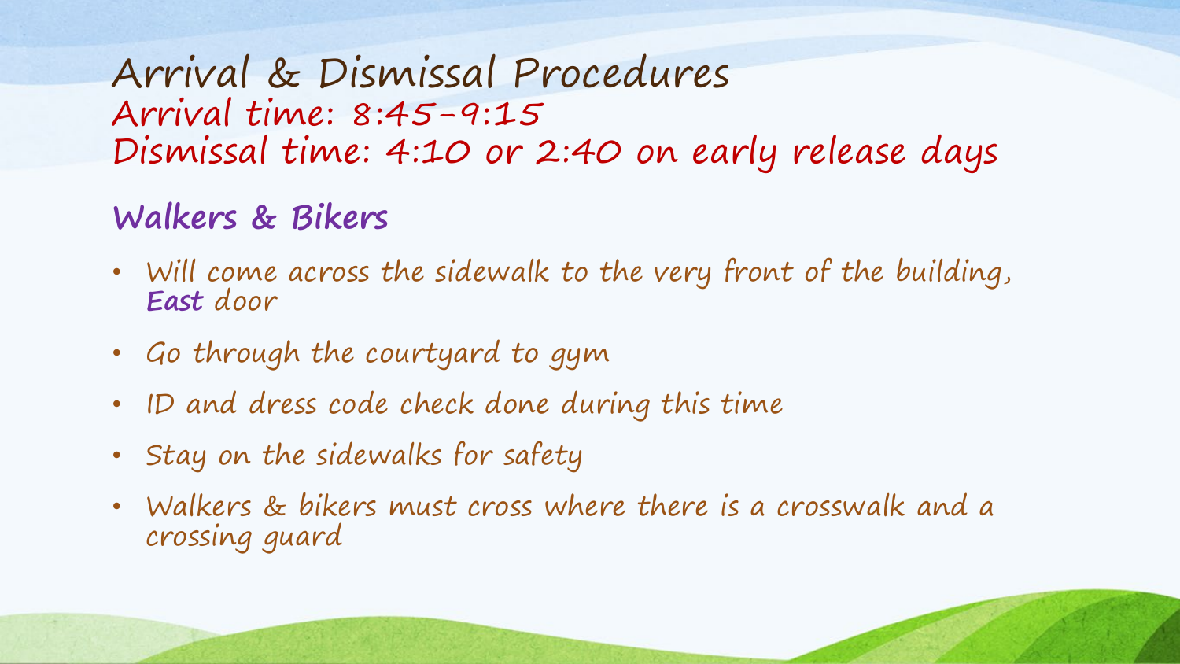# Arrival & Dismissal Procedures

Arrival time: 8:45-9:15

Dismissal time: 4:10 or 2:40 on early release days

## Walkers & Bikers

- Will come across the sidewalk to the very front of the building, **East** door
- Go through the courtyard to gym
- ID and dress code check done during this time
- Stay on the sidewalks for safety
- Walkers & bikers must cross where there is a crosswalk and a crossing guard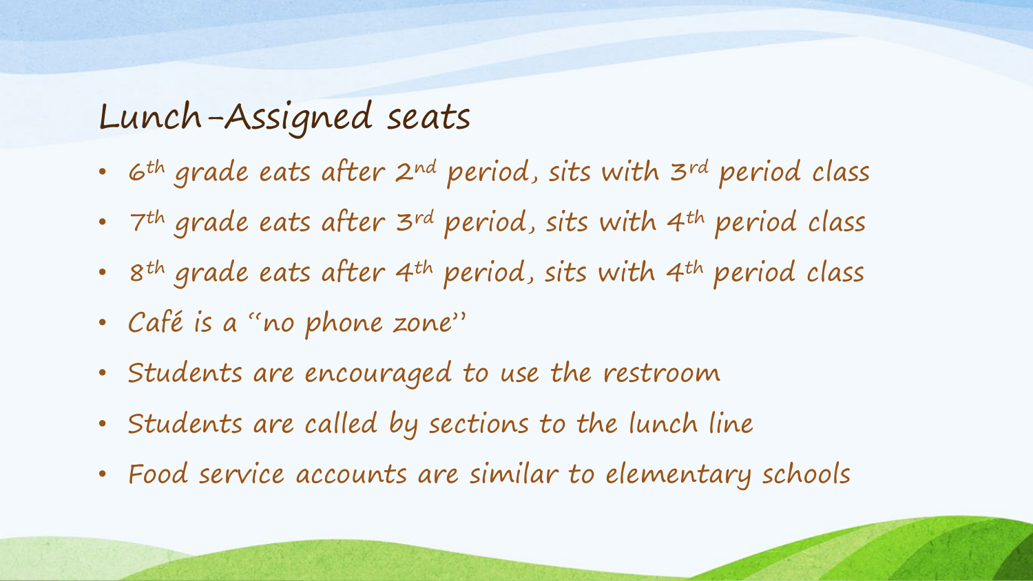## Lunch-Assigned seats

- 6th grade eats after 2nd period, sits with 3rd period class
- 7th grade eats after 3rd period, sits with 4th period class
- 8th grade eats after 4th period, sits with 4th period class
- Café is a "no phone zone"
- Students are encouraged to use the restroom
- Students are called by sections to the lunch line
- Food service accounts are similar to elementary schools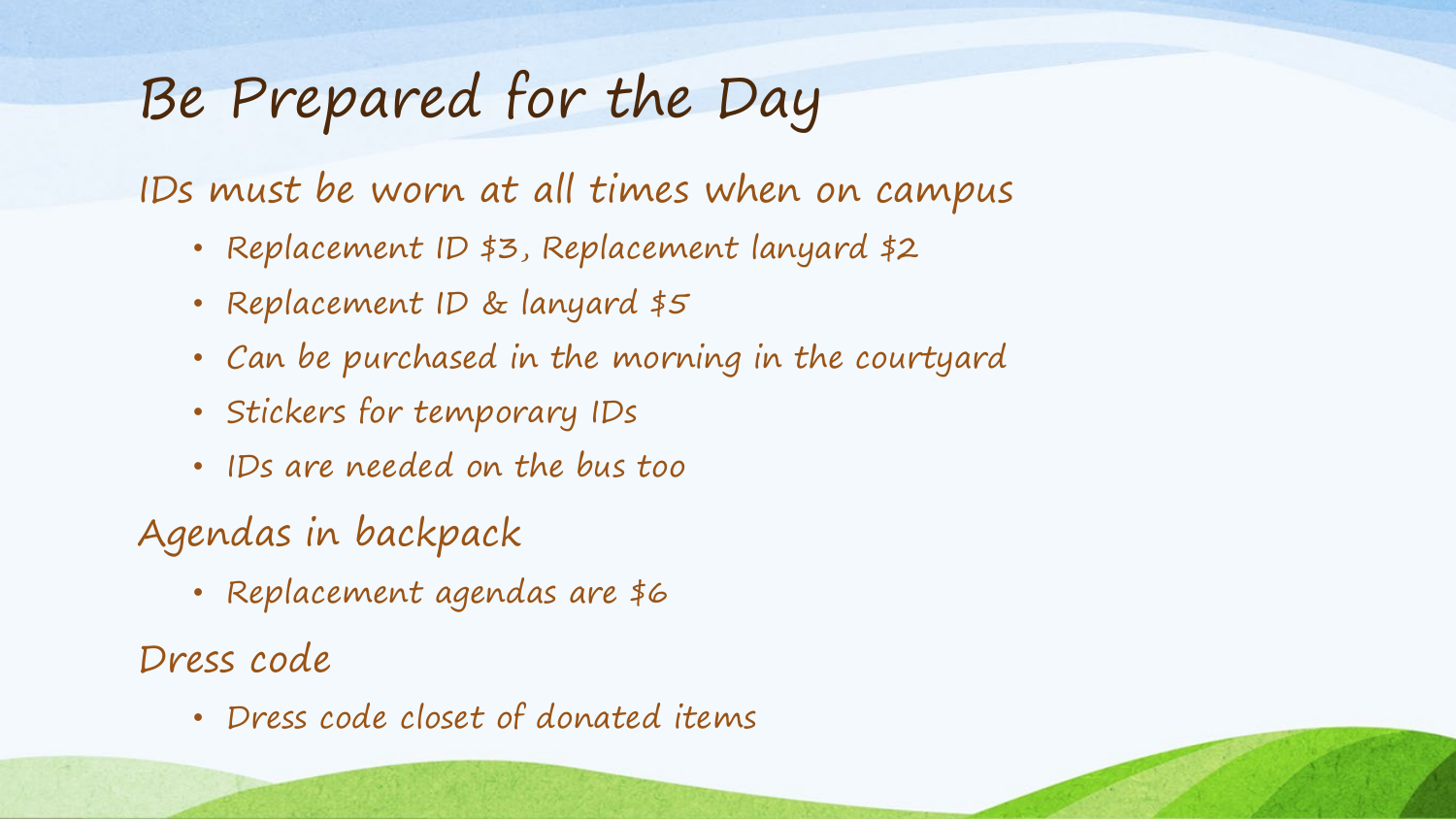# Be Prepared for the Day

IDs must be worn at all times when on campus

- Replacement ID $3, Replacement lanyard $2
- Replacement ID & lanyard $5
- Can be purchased in the morning in the courtyard
- Stickers for temporary IDs
- IDs are needed on the bus too

Agendas in backpack

- Replacement agendas are $6

Dress code

- Dress code closet of donated items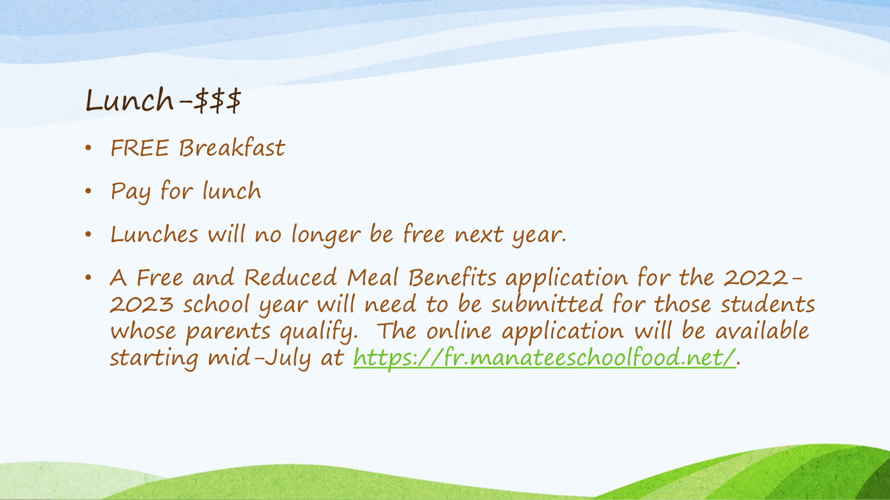## Lunch-$$$

- FREE Breakfast
- Pay for lunch
- Lunches will no longer be free next year.
- A Free and Reduced Meal Benefits application for the 2022-2023 school year will need to be submitted for those students whose parents qualify. The online application will be available starting mid-July at [https://fr.manateeschoolfood.net/](https://fr.manateeschoolfood.net/).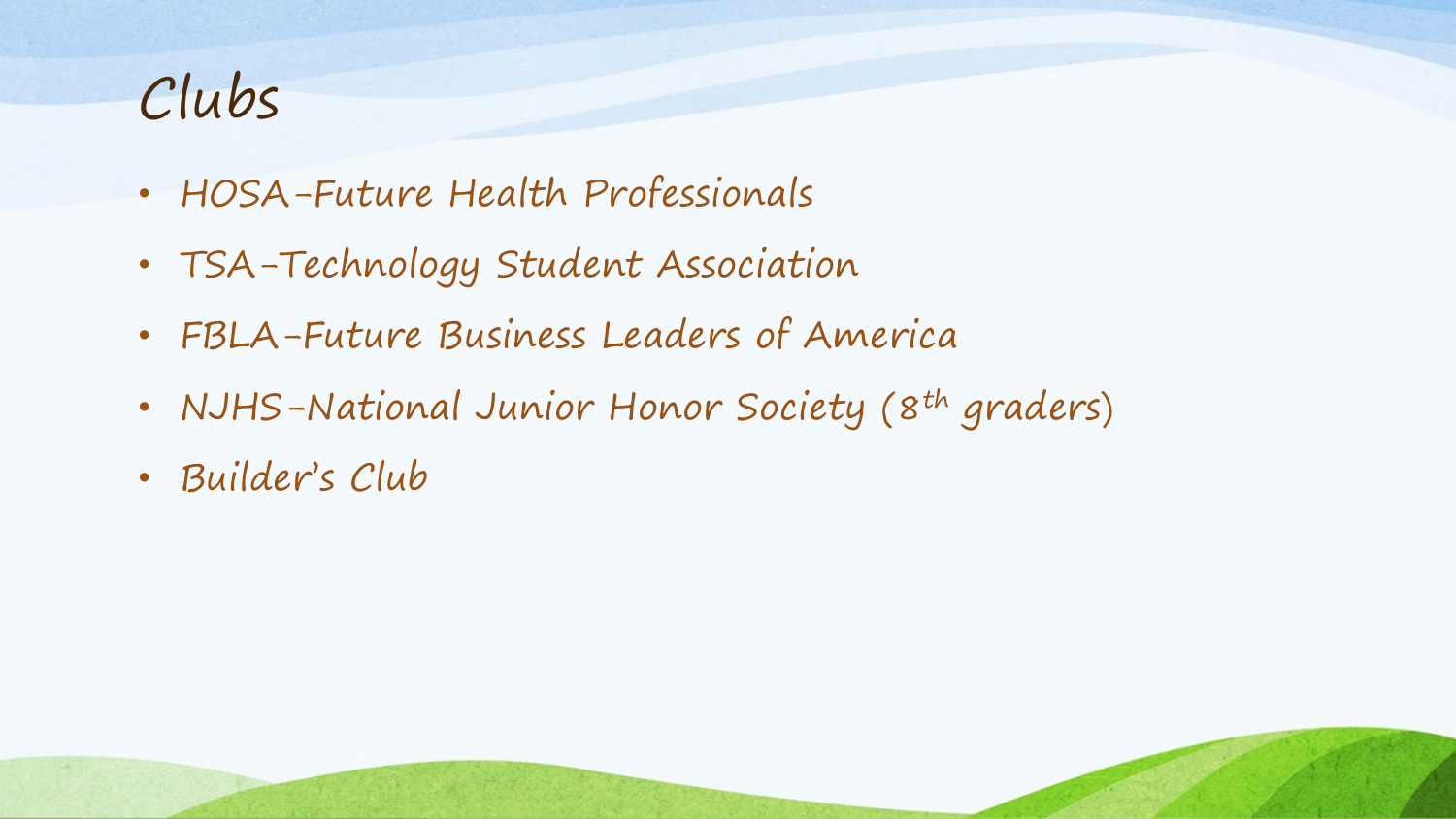# Clubs

- HOSA-Future Health Professionals
- TSA-Technology Student Association
- FBLA-Future Business Leaders of America
- NJHS-National Junior Honor Society (8th graders)
- Builder's Club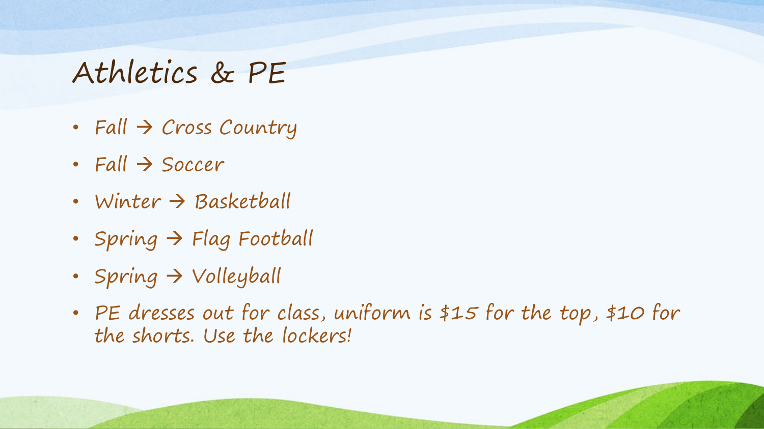# Athletics & PE

- Fall → Cross Country
- Fall → Soccer
- Winter → Basketball
- Spring → Flag Football
- Spring → Volleyball
- PE dresses out for class, uniform is $15 for the top, $10 for the shorts. Use the lockers!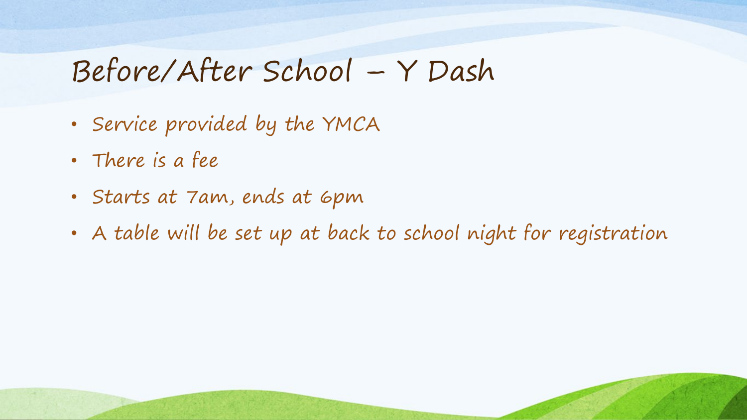# Before/After School – Y Dash

- Service provided by the YMCA
- There is a fee
- Starts at 7am, ends at 6pm
- A table will be set up at back to school night for registration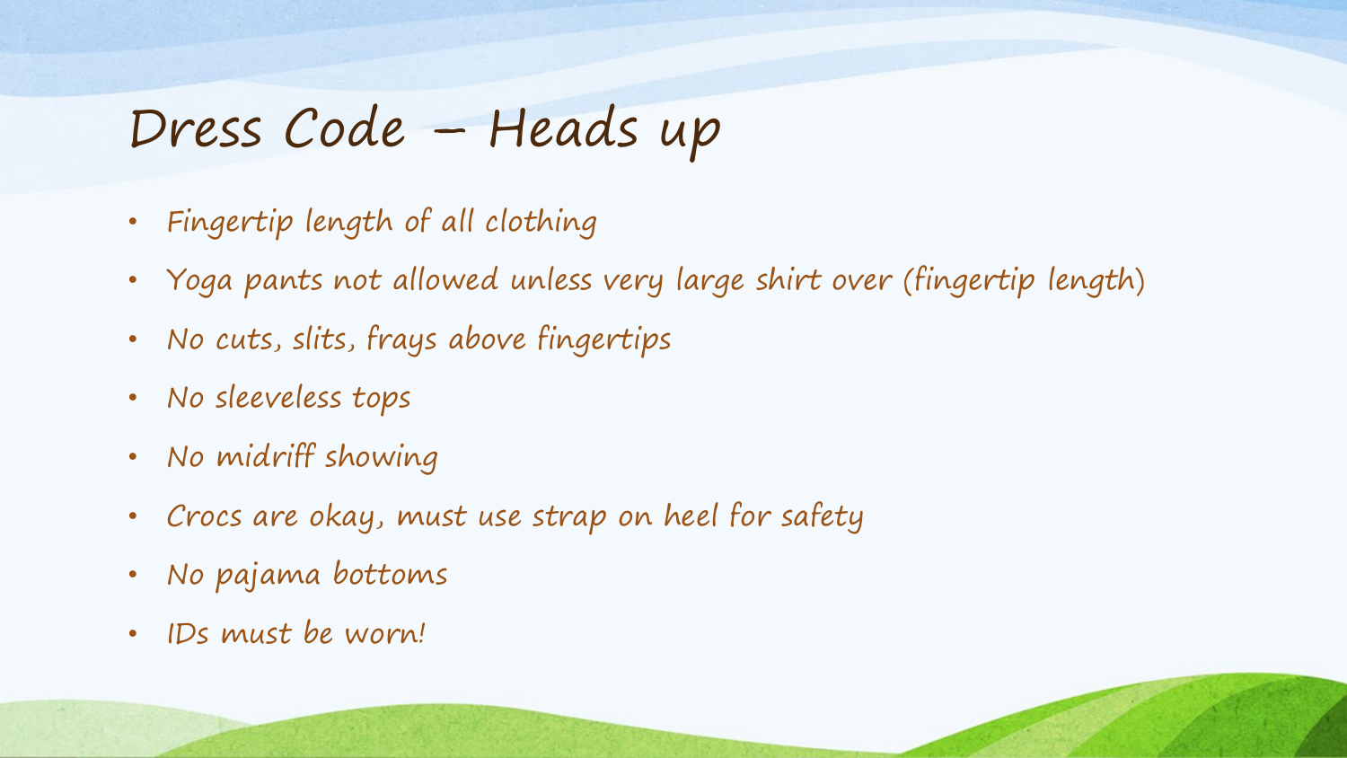# Dress Code – Heads up

- Fingertip length of all clothing
- Yoga pants not allowed unless very large shirt over (fingertip length)
- No cuts, slits, frays above fingertips
- No sleeveless tops
- No midriff showing
- Crocs are okay, must use strap on heel for safety
- No pajama bottoms
- IDs must be worn!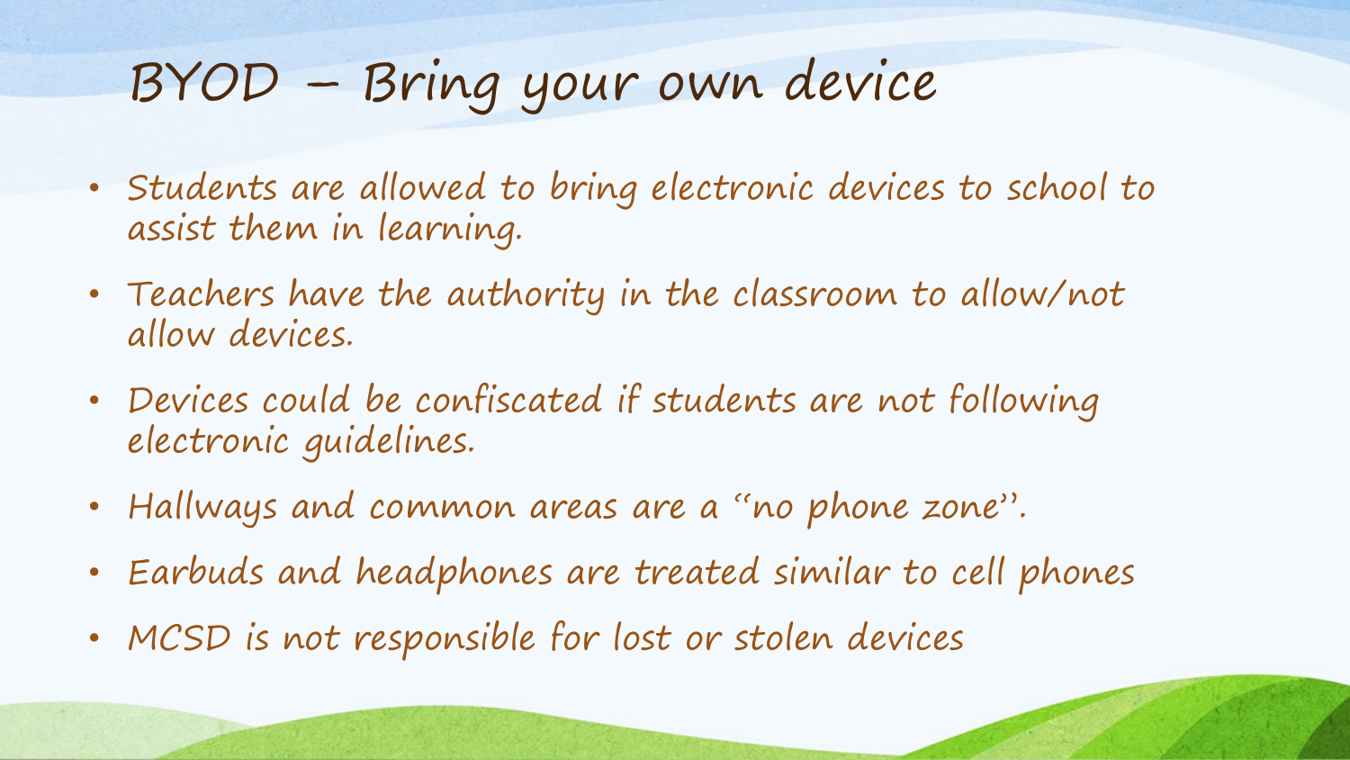# BYOD – Bring your own device

- Students are allowed to bring electronic devices to school to assist them in learning.
- Teachers have the authority in the classroom to allow/not allow devices.
- Devices could be confiscated if students are not following electronic guidelines.
- Hallways and common areas are a "no phone zone".
- Earbuds and headphones are treated similar to cell phones
- MCSD is not responsible for lost or stolen devices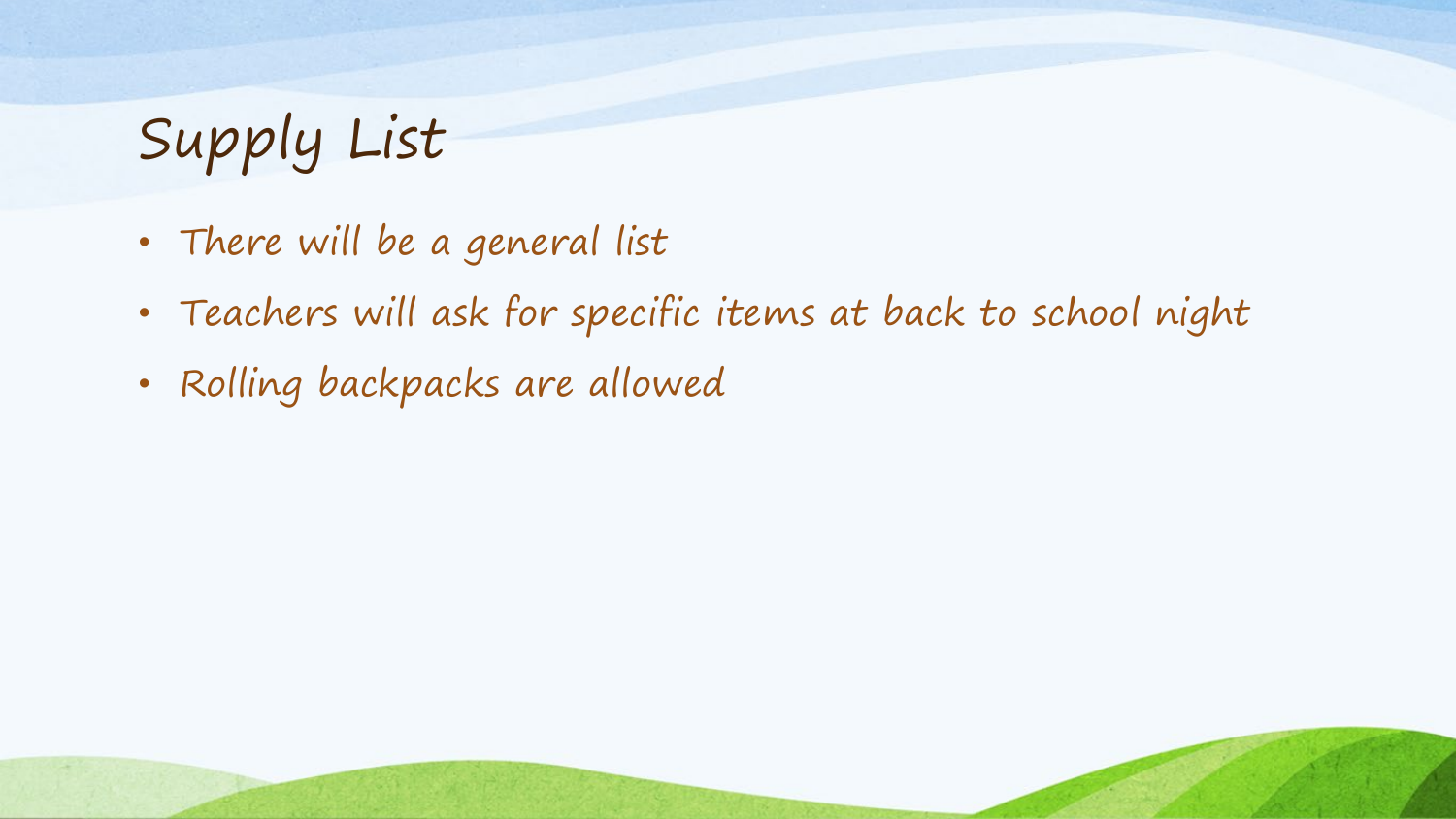# Supply List

- There will be a general list
- Teachers will ask for specific items at back to school night
- Rolling backpacks are allowed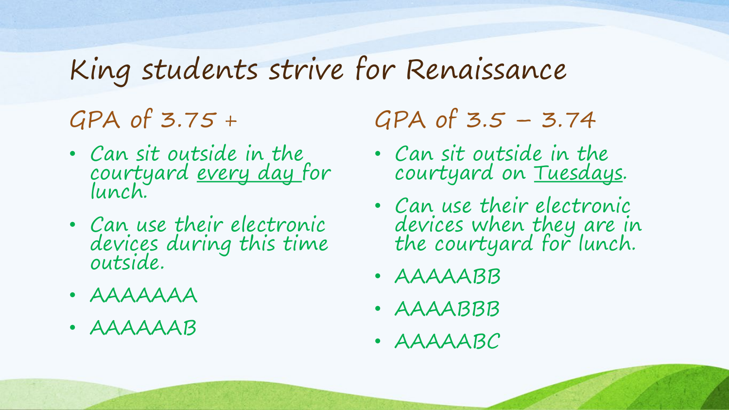# King students strive for Renaissance

## GPA of 3.75 +

- Can sit outside in the courtyard <u>every day</u> for lunch.
- Can use their electronic devices during this time outside.
- AAAAAAA
- AAAAAAB

## GPA of 3.5 – 3.74

- Can sit outside in the courtyard on <u>Tuesdays</u>.
- Can use their electronic devices when they are in the courtyard for lunch.
- AAAAABB
- AAAABBB
- AAAAABC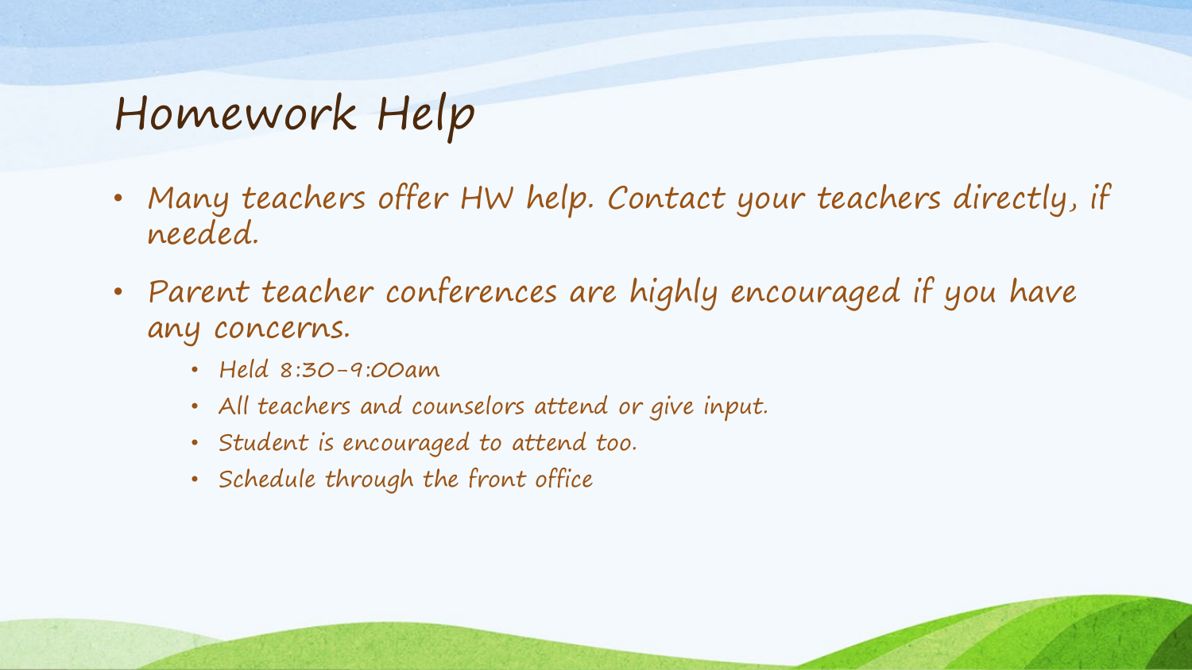# Homework Help

- Many teachers offer HW help. Contact your teachers directly, if needed.
- Parent teacher conferences are highly encouraged if you have any concerns.
  - Held 8:30-9:00am
  - All teachers and counselors attend or give input.
  - Student is encouraged to attend too.
  - Schedule through the front office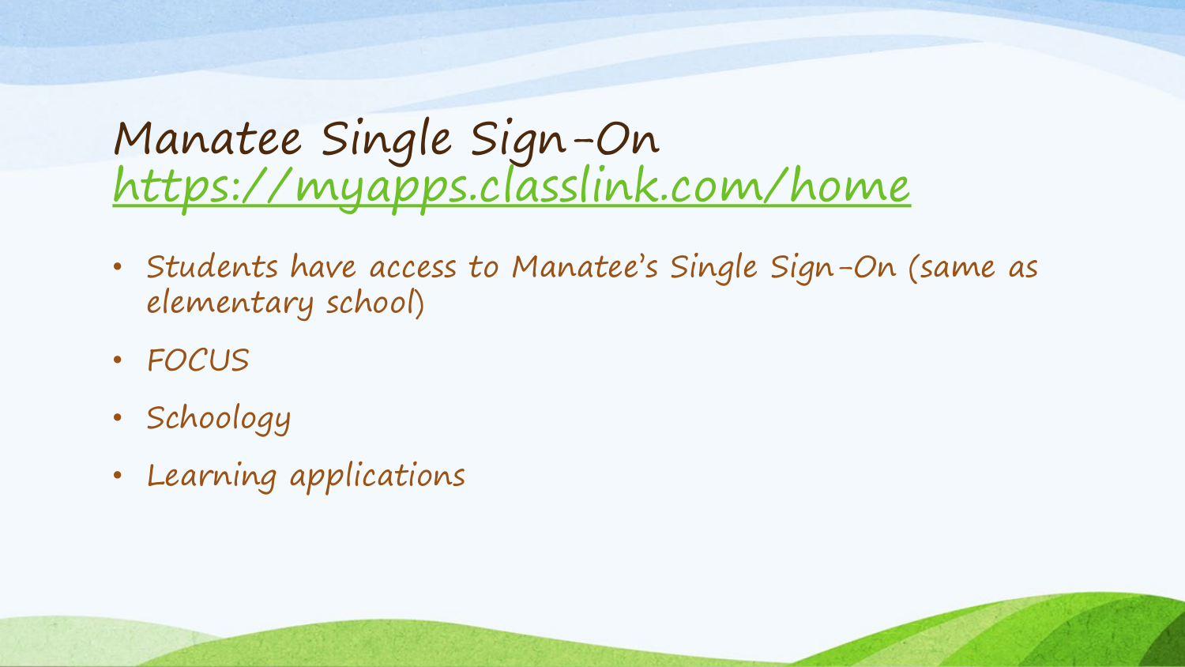# Manatee Single Sign-On
https://myapps.classlink.com/home

- Students have access to Manatee's Single Sign-On (same as elementary school)
- FOCUS
- Schoology
- Learning applications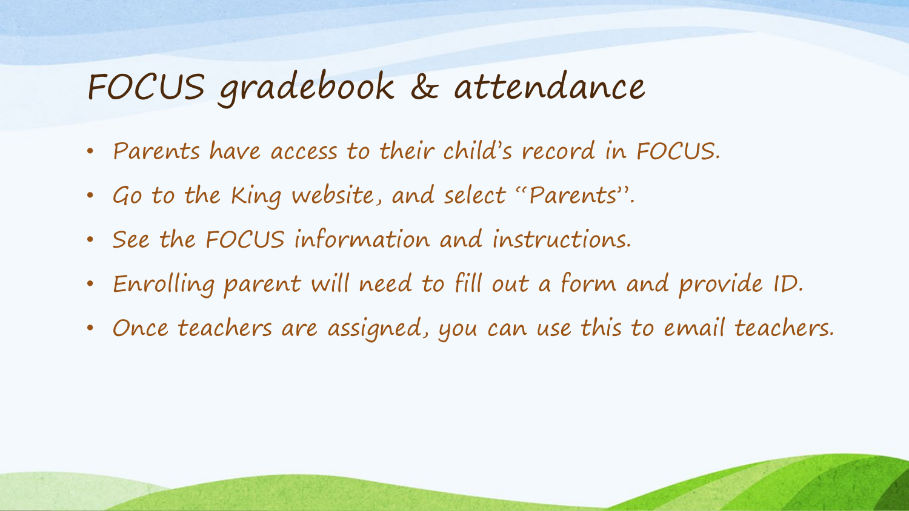# FOCUS gradebook & attendance

- Parents have access to their child's record in FOCUS.
- Go to the King website, and select "Parents".
- See the FOCUS information and instructions.
- Enrolling parent will need to fill out a form and provide ID.
- Once teachers are assigned, you can use this to email teachers.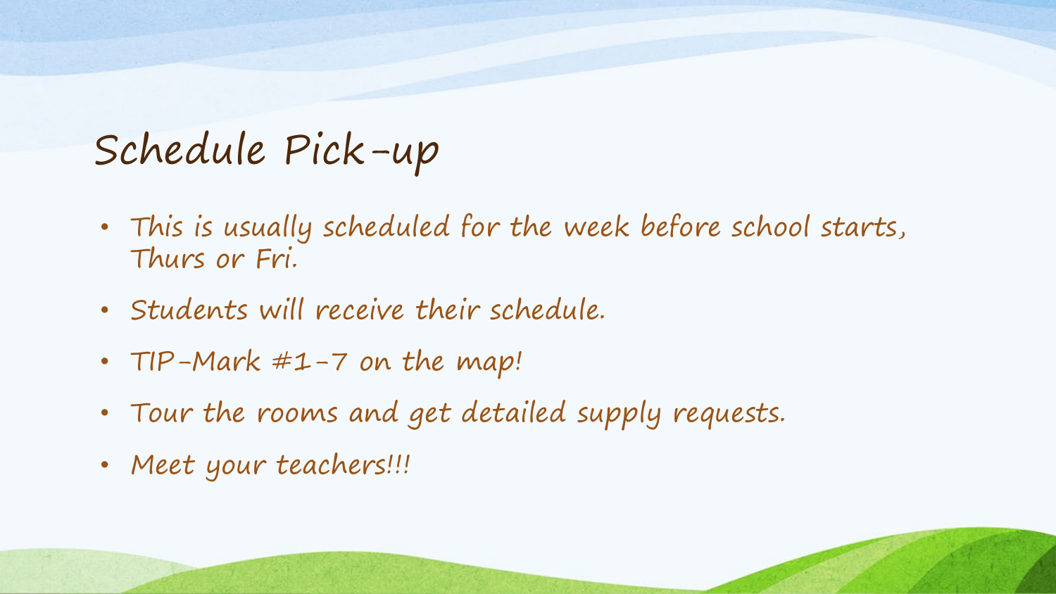# Schedule Pick-up

- This is usually scheduled for the week before school starts, Thurs or Fri.
- Students will receive their schedule.
- TIP-Mark #1-7 on the map!
- Tour the rooms and get detailed supply requests.
- Meet your teachers!!!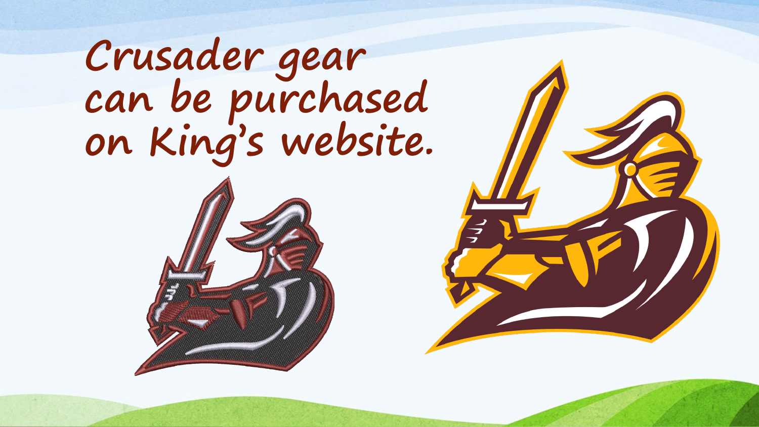Crusader gear can be purchased on King's website.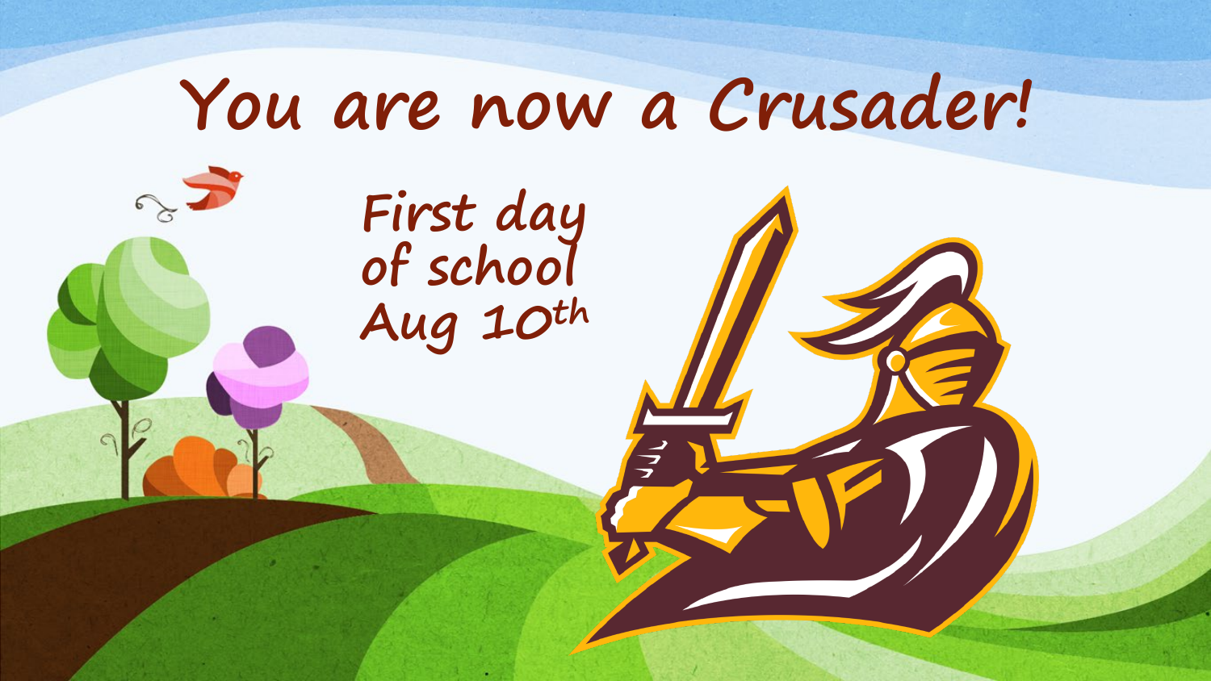# You are now a Crusader!

First day of school Aug 10th